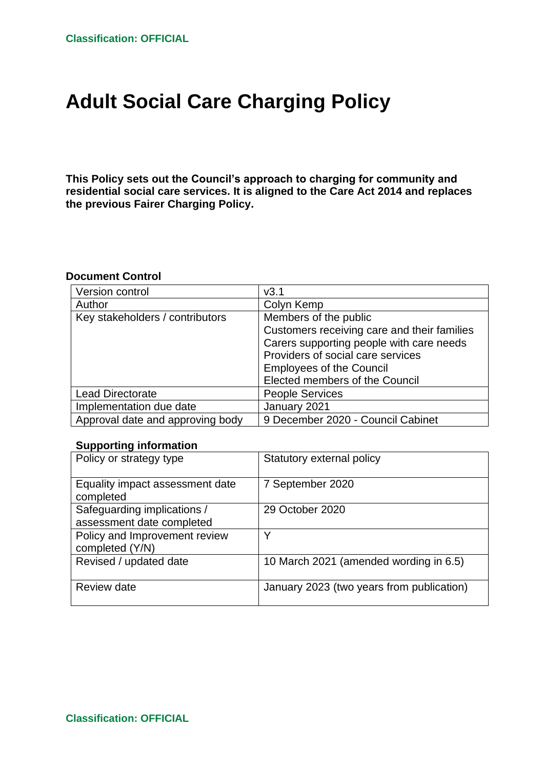# Adult Social Care Charging Policy

**This Policy sets out the Council's approach to charging for community and residential social care services. It is aligned to the Care Act 2014 and replaces the previous Fairer Charging Policy.**

**Document Control**

| | |
|---|---|
| Version control | v3.1 |
| Author | Colyn Kemp |
| Key stakeholders / contributors | Members of the public<br>Customers receiving care and their families<br>Carers supporting people with care needs<br>Providers of social care services<br>Employees of the Council<br>Elected members of the Council |
| Lead Directorate | People Services |
| Implementation due date | January 2021 |
| Approval date and approving body | 9 December 2020 - Council Cabinet |

**Supporting information**

| | |
|---|---|
| Policy or strategy type | Statutory external policy |
| Equality impact assessment date completed | 7 September 2020 |
| Safeguarding implications / assessment date completed | 29 October 2020 |
| Policy and Improvement review completed (Y/N) | Y |
| Revised / updated date | 10 March 2021 (amended wording in 6.5) |
| Review date | January 2023 (two years from publication) |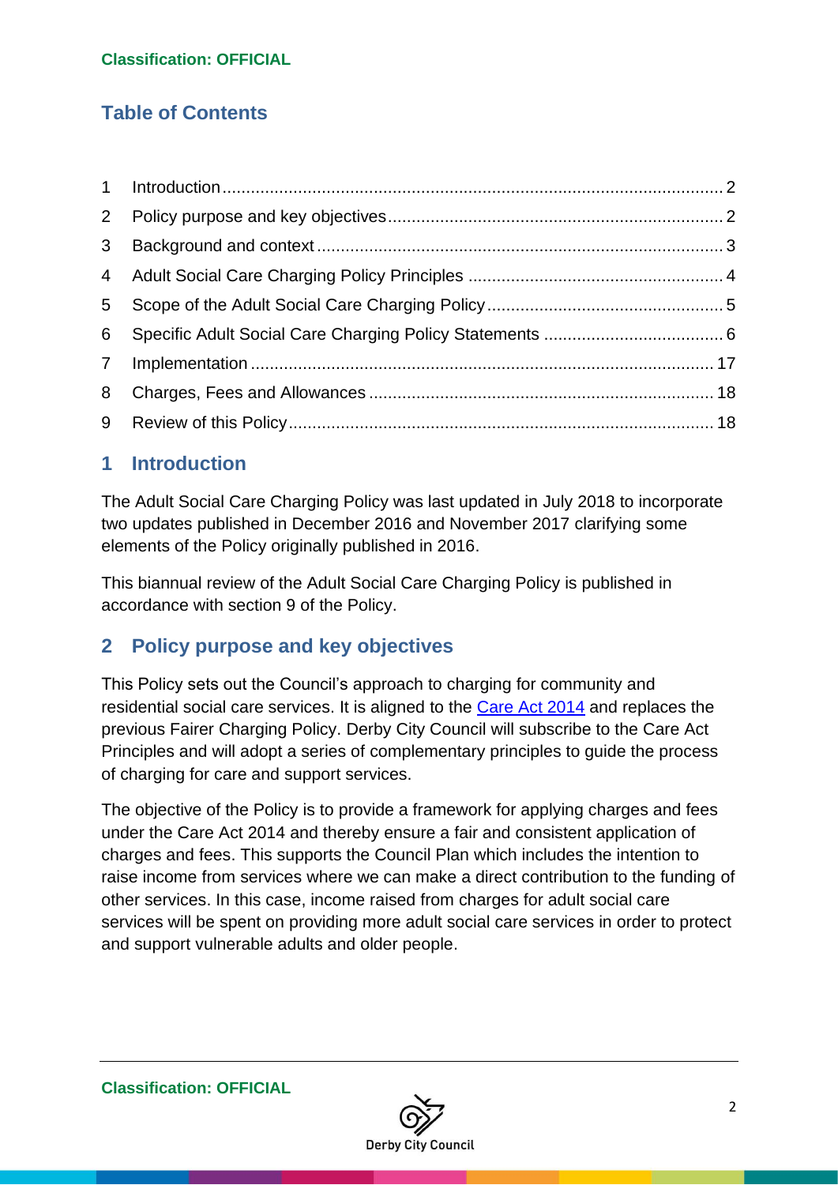## Table of Contents

| | | |
|---|---|---|
| 1 | Introduction | 2 |
| 2 | Policy purpose and key objectives | 2 |
| 3 | Background and context | 3 |
| 4 | Adult Social Care Charging Policy Principles | 4 |
| 5 | Scope of the Adult Social Care Charging Policy | 5 |
| 6 | Specific Adult Social Care Charging Policy Statements | 6 |
| 7 | Implementation | 17 |
| 8 | Charges, Fees and Allowances | 18 |
| 9 | Review of this Policy | 18 |

## 1 Introduction

The Adult Social Care Charging Policy was last updated in July 2018 to incorporate two updates published in December 2016 and November 2017 clarifying some elements of the Policy originally published in 2016.

This biannual review of the Adult Social Care Charging Policy is published in accordance with section 9 of the Policy.

## 2 Policy purpose and key objectives

This Policy sets out the Council's approach to charging for community and residential social care services. It is aligned to the Care Act 2014 and replaces the previous Fairer Charging Policy. Derby City Council will subscribe to the Care Act Principles and will adopt a series of complementary principles to guide the process of charging for care and support services.

The objective of the Policy is to provide a framework for applying charges and fees under the Care Act 2014 and thereby ensure a fair and consistent application of charges and fees. This supports the Council Plan which includes the intention to raise income from services where we can make a direct contribution to the funding of other services. In this case, income raised from charges for adult social care services will be spent on providing more adult social care services in order to protect and support vulnerable adults and older people.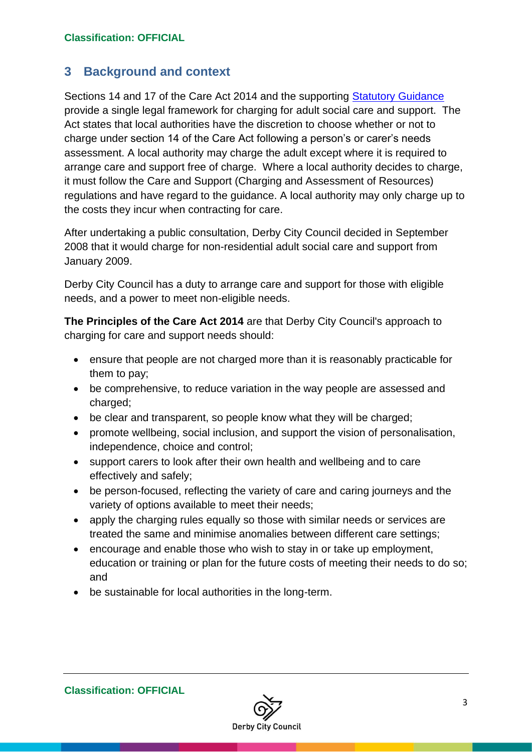## 3 Background and context

Sections 14 and 17 of the Care Act 2014 and the supporting Statutory Guidance provide a single legal framework for charging for adult social care and support. The Act states that local authorities have the discretion to choose whether or not to charge under section 14 of the Care Act following a person's or carer's needs assessment. A local authority may charge the adult except where it is required to arrange care and support free of charge. Where a local authority decides to charge, it must follow the Care and Support (Charging and Assessment of Resources) regulations and have regard to the guidance. A local authority may only charge up to the costs they incur when contracting for care.

After undertaking a public consultation, Derby City Council decided in September 2008 that it would charge for non-residential adult social care and support from January 2009.

Derby City Council has a duty to arrange care and support for those with eligible needs, and a power to meet non-eligible needs.

**The Principles of the Care Act 2014** are that Derby City Council's approach to charging for care and support needs should:

- ensure that people are not charged more than it is reasonably practicable for them to pay;
- be comprehensive, to reduce variation in the way people are assessed and charged;
- be clear and transparent, so people know what they will be charged;
- promote wellbeing, social inclusion, and support the vision of personalisation, independence, choice and control;
- support carers to look after their own health and wellbeing and to care effectively and safely;
- be person-focused, reflecting the variety of care and caring journeys and the variety of options available to meet their needs;
- apply the charging rules equally so those with similar needs or services are treated the same and minimise anomalies between different care settings;
- encourage and enable those who wish to stay in or take up employment, education or training or plan for the future costs of meeting their needs to do so; and
- be sustainable for local authorities in the long-term.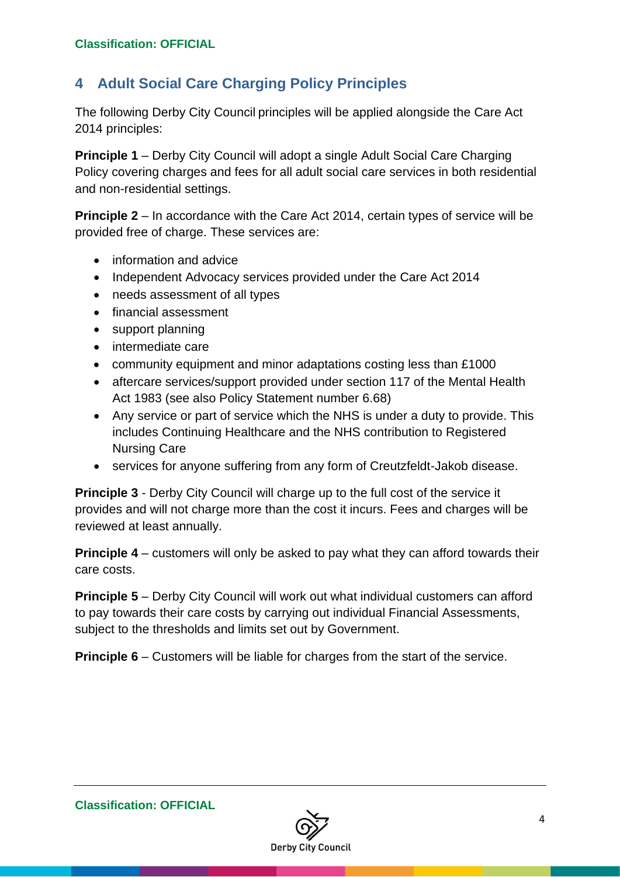## 4 Adult Social Care Charging Policy Principles

The following Derby City Council principles will be applied alongside the Care Act 2014 principles:

**Principle 1** – Derby City Council will adopt a single Adult Social Care Charging Policy covering charges and fees for all adult social care services in both residential and non-residential settings.

**Principle 2** – In accordance with the Care Act 2014, certain types of service will be provided free of charge. These services are:

- information and advice
- Independent Advocacy services provided under the Care Act 2014
- needs assessment of all types
- financial assessment
- support planning
- intermediate care
- community equipment and minor adaptations costing less than £1000
- aftercare services/support provided under section 117 of the Mental Health Act 1983 (see also Policy Statement number 6.68)
- Any service or part of service which the NHS is under a duty to provide. This includes Continuing Healthcare and the NHS contribution to Registered Nursing Care
- services for anyone suffering from any form of Creutzfeldt-Jakob disease.

**Principle 3** - Derby City Council will charge up to the full cost of the service it provides and will not charge more than the cost it incurs. Fees and charges will be reviewed at least annually.

**Principle 4** – customers will only be asked to pay what they can afford towards their care costs.

**Principle 5** – Derby City Council will work out what individual customers can afford to pay towards their care costs by carrying out individual Financial Assessments, subject to the thresholds and limits set out by Government.

**Principle 6** – Customers will be liable for charges from the start of the service.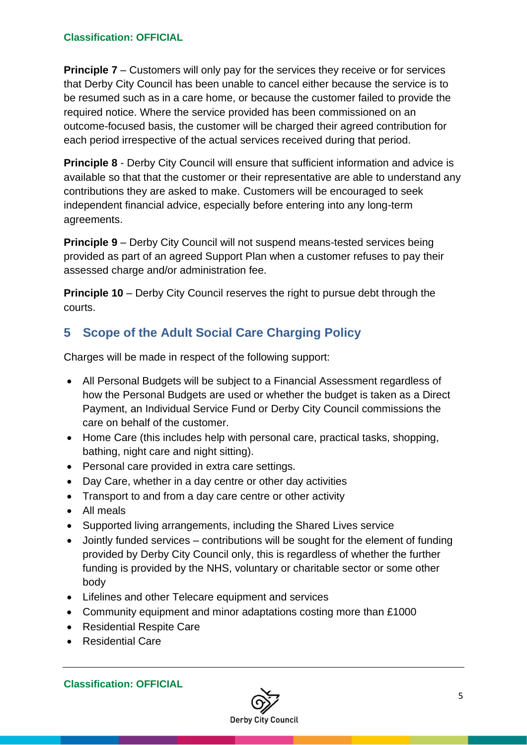**Principle 7** – Customers will only pay for the services they receive or for services that Derby City Council has been unable to cancel either because the service is to be resumed such as in a care home, or because the customer failed to provide the required notice. Where the service provided has been commissioned on an outcome-focused basis, the customer will be charged their agreed contribution for each period irrespective of the actual services received during that period.

**Principle 8** - Derby City Council will ensure that sufficient information and advice is available so that that the customer or their representative are able to understand any contributions they are asked to make. Customers will be encouraged to seek independent financial advice, especially before entering into any long-term agreements.

**Principle 9** – Derby City Council will not suspend means-tested services being provided as part of an agreed Support Plan when a customer refuses to pay their assessed charge and/or administration fee.

**Principle 10** – Derby City Council reserves the right to pursue debt through the courts.

## 5 Scope of the Adult Social Care Charging Policy

Charges will be made in respect of the following support:

- All Personal Budgets will be subject to a Financial Assessment regardless of how the Personal Budgets are used or whether the budget is taken as a Direct Payment, an Individual Service Fund or Derby City Council commissions the care on behalf of the customer.
- Home Care (this includes help with personal care, practical tasks, shopping, bathing, night care and night sitting).
- Personal care provided in extra care settings.
- Day Care, whether in a day centre or other day activities
- Transport to and from a day care centre or other activity
- All meals
- Supported living arrangements, including the Shared Lives service
- Jointly funded services – contributions will be sought for the element of funding provided by Derby City Council only, this is regardless of whether the further funding is provided by the NHS, voluntary or charitable sector or some other body
- Lifelines and other Telecare equipment and services
- Community equipment and minor adaptations costing more than £1000
- Residential Respite Care
- Residential Care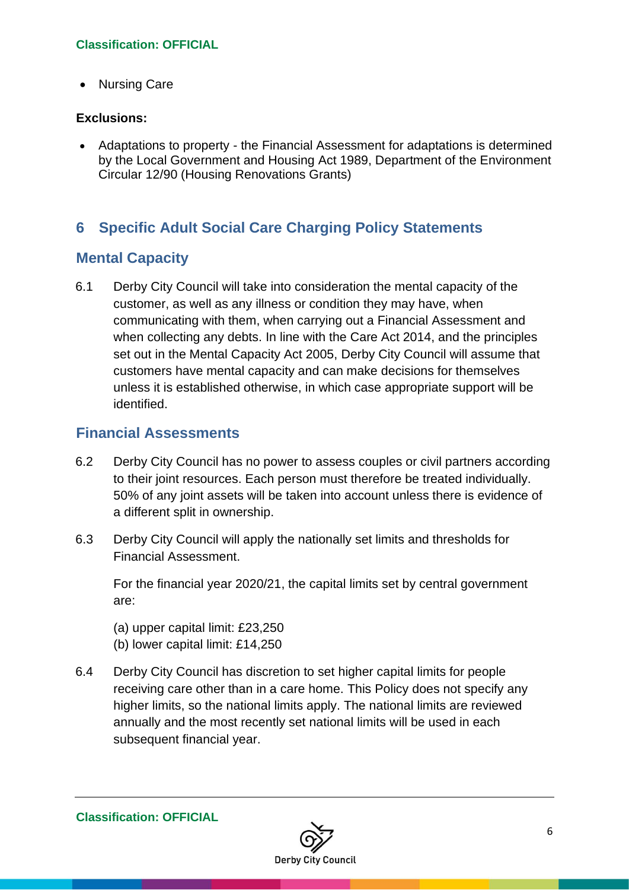- Nursing Care

**Exclusions:**

- Adaptations to property - the Financial Assessment for adaptations is determined by the Local Government and Housing Act 1989, Department of the Environment Circular 12/90 (Housing Renovations Grants)

## 6 Specific Adult Social Care Charging Policy Statements

### Mental Capacity

6.1 Derby City Council will take into consideration the mental capacity of the customer, as well as any illness or condition they may have, when communicating with them, when carrying out a Financial Assessment and when collecting any debts. In line with the Care Act 2014, and the principles set out in the Mental Capacity Act 2005, Derby City Council will assume that customers have mental capacity and can make decisions for themselves unless it is established otherwise, in which case appropriate support will be identified.

### Financial Assessments

6.2 Derby City Council has no power to assess couples or civil partners according to their joint resources. Each person must therefore be treated individually. 50% of any joint assets will be taken into account unless there is evidence of a different split in ownership.

6.3 Derby City Council will apply the nationally set limits and thresholds for Financial Assessment.

For the financial year 2020/21, the capital limits set by central government are:

(a) upper capital limit: £23,250
(b) lower capital limit: £14,250

6.4 Derby City Council has discretion to set higher capital limits for people receiving care other than in a care home. This Policy does not specify any higher limits, so the national limits apply. The national limits are reviewed annually and the most recently set national limits will be used in each subsequent financial year.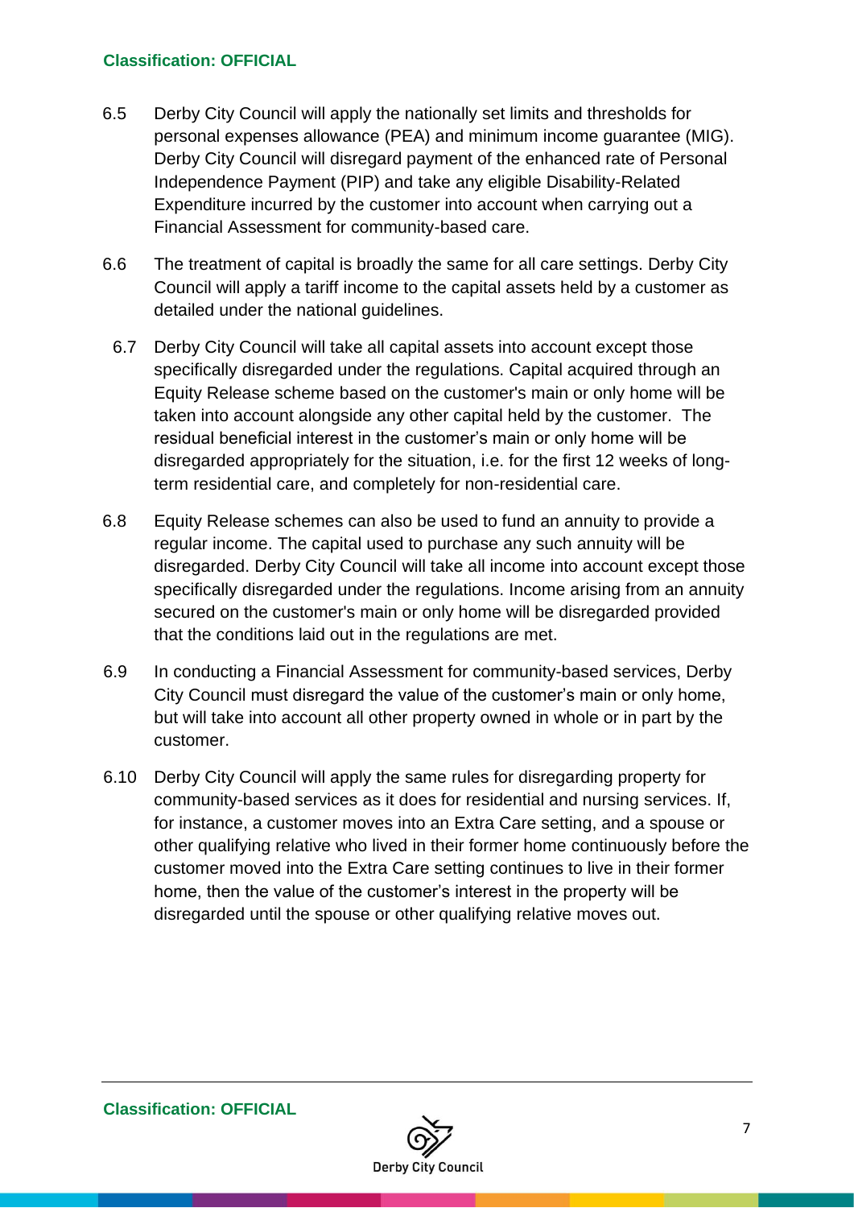6.5 Derby City Council will apply the nationally set limits and thresholds for personal expenses allowance (PEA) and minimum income guarantee (MIG). Derby City Council will disregard payment of the enhanced rate of Personal Independence Payment (PIP) and take any eligible Disability-Related Expenditure incurred by the customer into account when carrying out a Financial Assessment for community-based care.

6.6 The treatment of capital is broadly the same for all care settings. Derby City Council will apply a tariff income to the capital assets held by a customer as detailed under the national guidelines.

6.7 Derby City Council will take all capital assets into account except those specifically disregarded under the regulations. Capital acquired through an Equity Release scheme based on the customer's main or only home will be taken into account alongside any other capital held by the customer. The residual beneficial interest in the customer's main or only home will be disregarded appropriately for the situation, i.e. for the first 12 weeks of long-term residential care, and completely for non-residential care.

6.8 Equity Release schemes can also be used to fund an annuity to provide a regular income. The capital used to purchase any such annuity will be disregarded. Derby City Council will take all income into account except those specifically disregarded under the regulations. Income arising from an annuity secured on the customer's main or only home will be disregarded provided that the conditions laid out in the regulations are met.

6.9 In conducting a Financial Assessment for community-based services, Derby City Council must disregard the value of the customer's main or only home, but will take into account all other property owned in whole or in part by the customer.

6.10 Derby City Council will apply the same rules for disregarding property for community-based services as it does for residential and nursing services. If, for instance, a customer moves into an Extra Care setting, and a spouse or other qualifying relative who lived in their former home continuously before the customer moved into the Extra Care setting continues to live in their former home, then the value of the customer's interest in the property will be disregarded until the spouse or other qualifying relative moves out.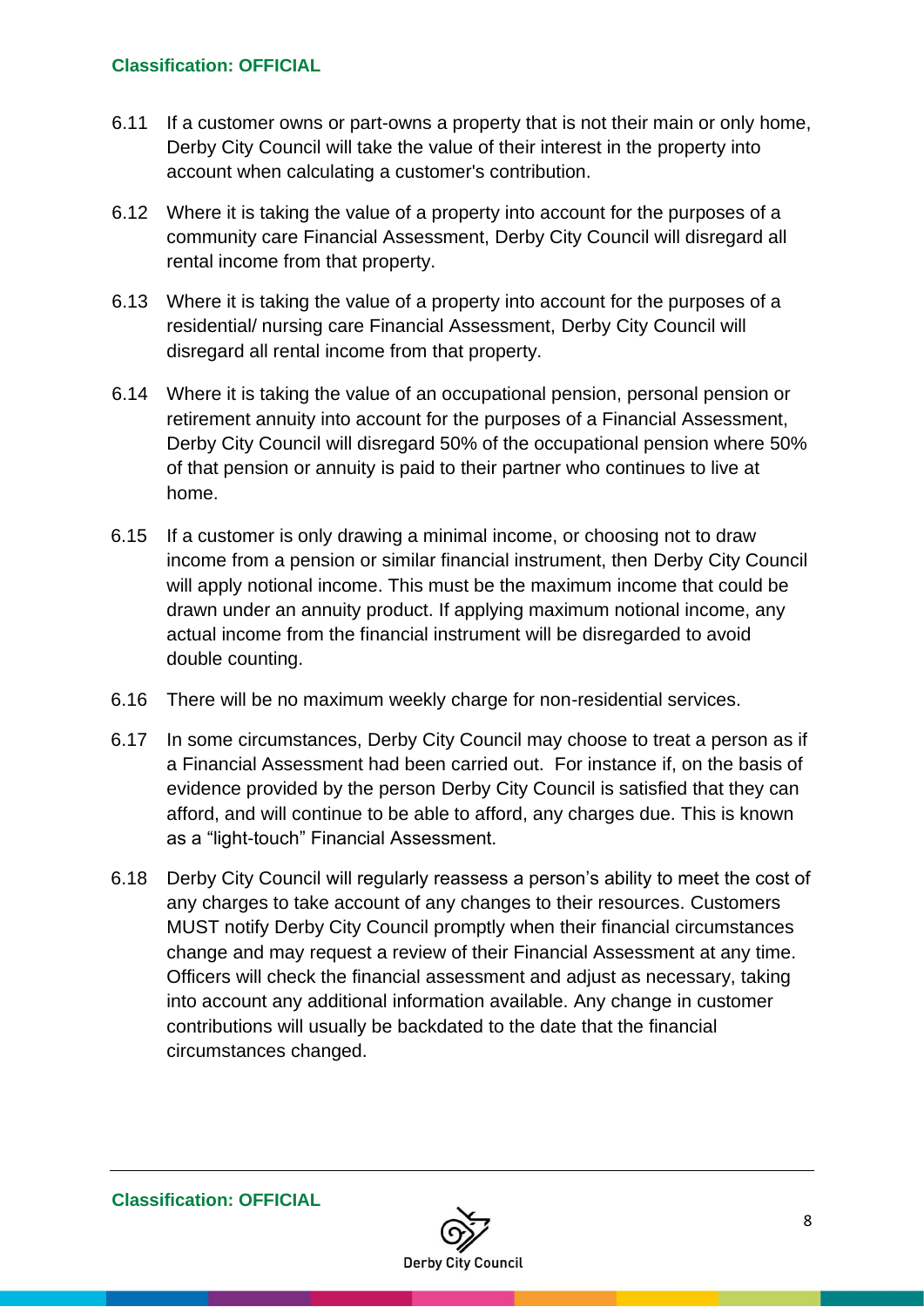6.11 If a customer owns or part-owns a property that is not their main or only home, Derby City Council will take the value of their interest in the property into account when calculating a customer's contribution.

6.12 Where it is taking the value of a property into account for the purposes of a community care Financial Assessment, Derby City Council will disregard all rental income from that property.

6.13 Where it is taking the value of a property into account for the purposes of a residential/ nursing care Financial Assessment, Derby City Council will disregard all rental income from that property.

6.14 Where it is taking the value of an occupational pension, personal pension or retirement annuity into account for the purposes of a Financial Assessment, Derby City Council will disregard 50% of the occupational pension where 50% of that pension or annuity is paid to their partner who continues to live at home.

6.15 If a customer is only drawing a minimal income, or choosing not to draw income from a pension or similar financial instrument, then Derby City Council will apply notional income. This must be the maximum income that could be drawn under an annuity product. If applying maximum notional income, any actual income from the financial instrument will be disregarded to avoid double counting.

6.16 There will be no maximum weekly charge for non-residential services.

6.17 In some circumstances, Derby City Council may choose to treat a person as if a Financial Assessment had been carried out. For instance if, on the basis of evidence provided by the person Derby City Council is satisfied that they can afford, and will continue to be able to afford, any charges due. This is known as a "light-touch" Financial Assessment.

6.18 Derby City Council will regularly reassess a person's ability to meet the cost of any charges to take account of any changes to their resources. Customers MUST notify Derby City Council promptly when their financial circumstances change and may request a review of their Financial Assessment at any time. Officers will check the financial assessment and adjust as necessary, taking into account any additional information available. Any change in customer contributions will usually be backdated to the date that the financial circumstances changed.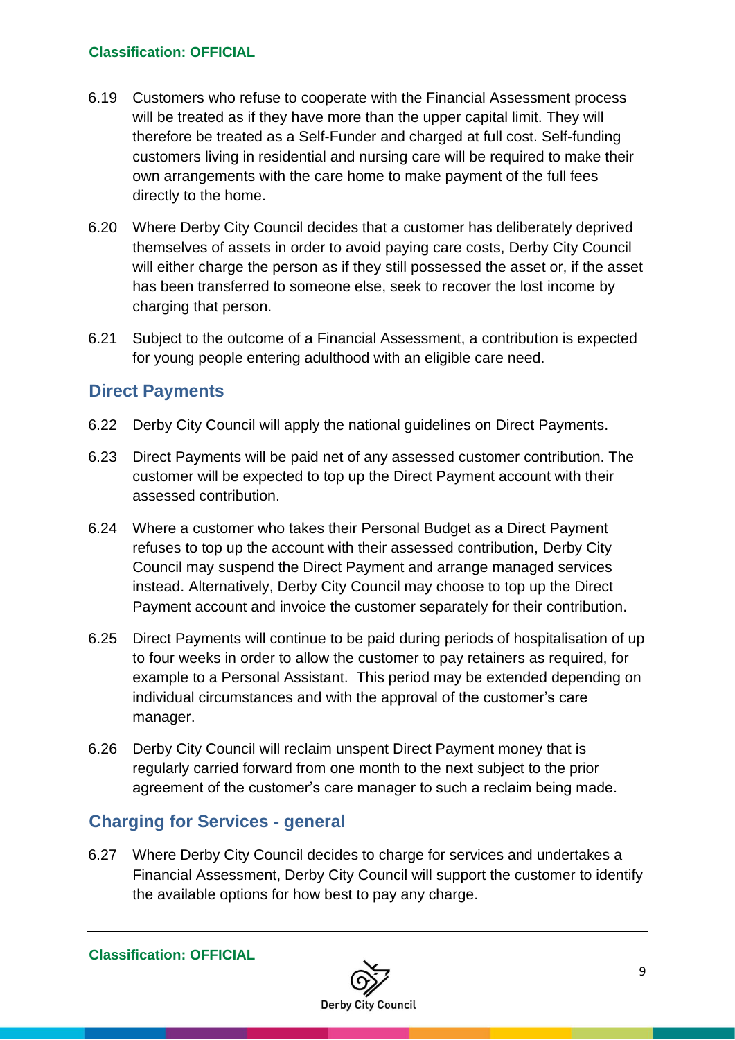6.19 Customers who refuse to cooperate with the Financial Assessment process will be treated as if they have more than the upper capital limit. They will therefore be treated as a Self-Funder and charged at full cost. Self-funding customers living in residential and nursing care will be required to make their own arrangements with the care home to make payment of the full fees directly to the home.

6.20 Where Derby City Council decides that a customer has deliberately deprived themselves of assets in order to avoid paying care costs, Derby City Council will either charge the person as if they still possessed the asset or, if the asset has been transferred to someone else, seek to recover the lost income by charging that person.

6.21 Subject to the outcome of a Financial Assessment, a contribution is expected for young people entering adulthood with an eligible care need.

## Direct Payments

6.22 Derby City Council will apply the national guidelines on Direct Payments.

6.23 Direct Payments will be paid net of any assessed customer contribution. The customer will be expected to top up the Direct Payment account with their assessed contribution.

6.24 Where a customer who takes their Personal Budget as a Direct Payment refuses to top up the account with their assessed contribution, Derby City Council may suspend the Direct Payment and arrange managed services instead. Alternatively, Derby City Council may choose to top up the Direct Payment account and invoice the customer separately for their contribution.

6.25 Direct Payments will continue to be paid during periods of hospitalisation of up to four weeks in order to allow the customer to pay retainers as required, for example to a Personal Assistant. This period may be extended depending on individual circumstances and with the approval of the customer's care manager.

6.26 Derby City Council will reclaim unspent Direct Payment money that is regularly carried forward from one month to the next subject to the prior agreement of the customer's care manager to such a reclaim being made.

## Charging for Services - general

6.27 Where Derby City Council decides to charge for services and undertakes a Financial Assessment, Derby City Council will support the customer to identify the available options for how best to pay any charge.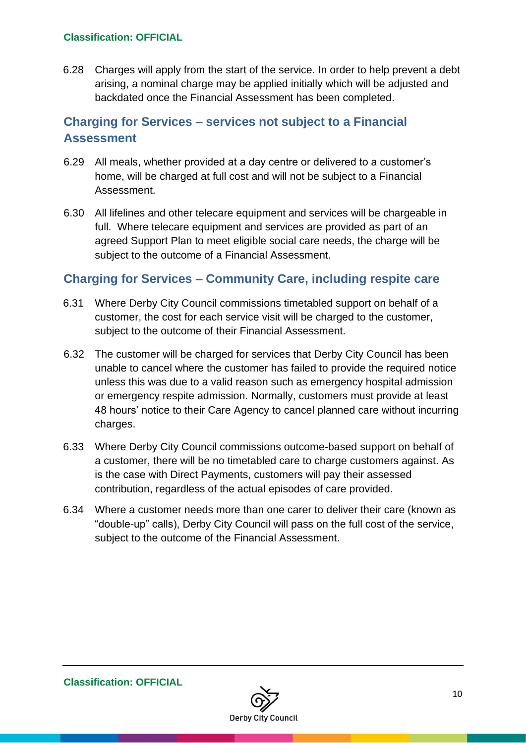6.28 Charges will apply from the start of the service. In order to help prevent a debt arising, a nominal charge may be applied initially which will be adjusted and backdated once the Financial Assessment has been completed.

## Charging for Services – services not subject to a Financial Assessment

6.29 All meals, whether provided at a day centre or delivered to a customer's home, will be charged at full cost and will not be subject to a Financial Assessment.

6.30 All lifelines and other telecare equipment and services will be chargeable in full. Where telecare equipment and services are provided as part of an agreed Support Plan to meet eligible social care needs, the charge will be subject to the outcome of a Financial Assessment.

## Charging for Services – Community Care, including respite care

6.31 Where Derby City Council commissions timetabled support on behalf of a customer, the cost for each service visit will be charged to the customer, subject to the outcome of their Financial Assessment.

6.32 The customer will be charged for services that Derby City Council has been unable to cancel where the customer has failed to provide the required notice unless this was due to a valid reason such as emergency hospital admission or emergency respite admission. Normally, customers must provide at least 48 hours' notice to their Care Agency to cancel planned care without incurring charges.

6.33 Where Derby City Council commissions outcome-based support on behalf of a customer, there will be no timetabled care to charge customers against. As is the case with Direct Payments, customers will pay their assessed contribution, regardless of the actual episodes of care provided.

6.34 Where a customer needs more than one carer to deliver their care (known as "double-up" calls), Derby City Council will pass on the full cost of the service, subject to the outcome of the Financial Assessment.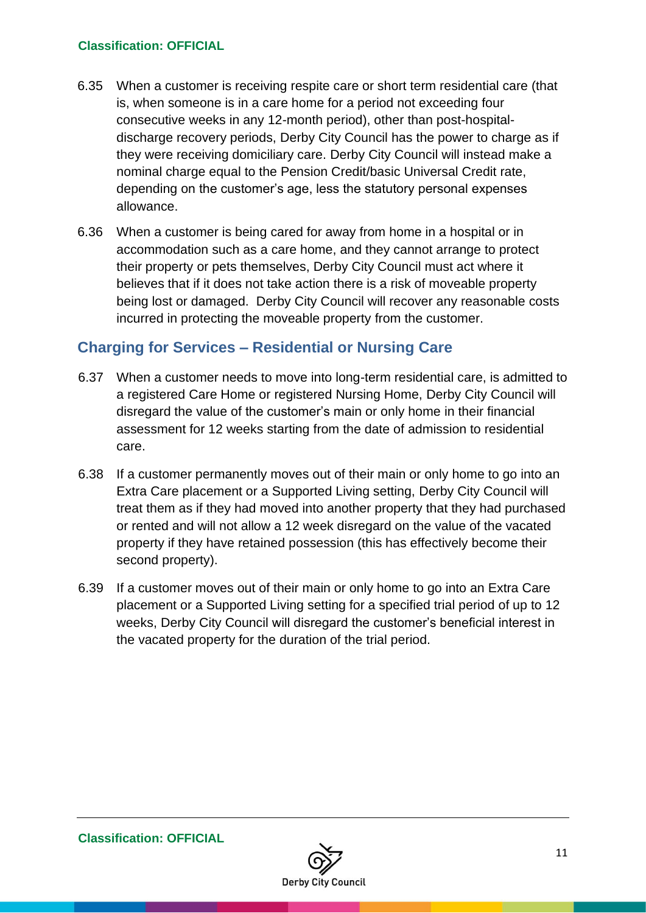6.35 When a customer is receiving respite care or short term residential care (that is, when someone is in a care home for a period not exceeding four consecutive weeks in any 12-month period), other than post-hospital-discharge recovery periods, Derby City Council has the power to charge as if they were receiving domiciliary care. Derby City Council will instead make a nominal charge equal to the Pension Credit/basic Universal Credit rate, depending on the customer's age, less the statutory personal expenses allowance.

6.36 When a customer is being cared for away from home in a hospital or in accommodation such as a care home, and they cannot arrange to protect their property or pets themselves, Derby City Council must act where it believes that if it does not take action there is a risk of moveable property being lost or damaged. Derby City Council will recover any reasonable costs incurred in protecting the moveable property from the customer.

## Charging for Services – Residential or Nursing Care

6.37 When a customer needs to move into long-term residential care, is admitted to a registered Care Home or registered Nursing Home, Derby City Council will disregard the value of the customer's main or only home in their financial assessment for 12 weeks starting from the date of admission to residential care.

6.38 If a customer permanently moves out of their main or only home to go into an Extra Care placement or a Supported Living setting, Derby City Council will treat them as if they had moved into another property that they had purchased or rented and will not allow a 12 week disregard on the value of the vacated property if they have retained possession (this has effectively become their second property).

6.39 If a customer moves out of their main or only home to go into an Extra Care placement or a Supported Living setting for a specified trial period of up to 12 weeks, Derby City Council will disregard the customer's beneficial interest in the vacated property for the duration of the trial period.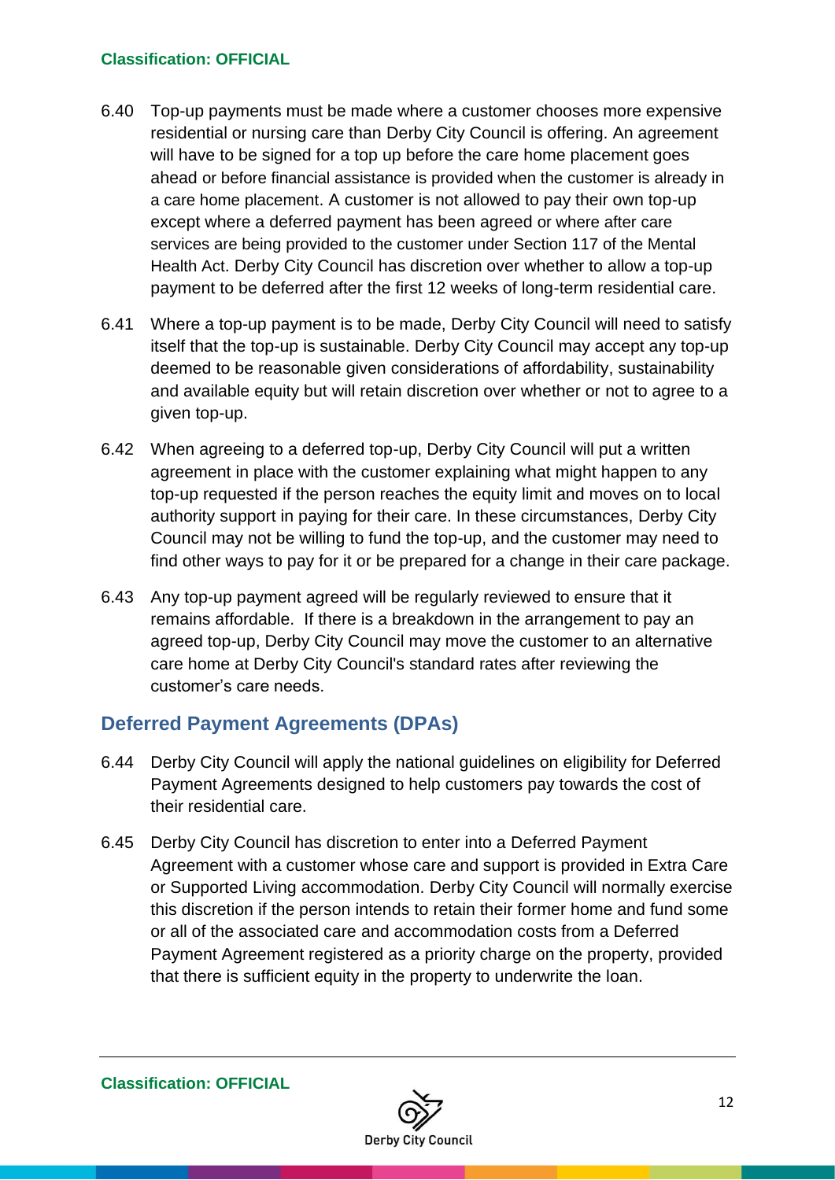6.40 Top-up payments must be made where a customer chooses more expensive residential or nursing care than Derby City Council is offering. An agreement will have to be signed for a top up before the care home placement goes ahead or before financial assistance is provided when the customer is already in a care home placement. A customer is not allowed to pay their own top-up except where a deferred payment has been agreed or where after care services are being provided to the customer under Section 117 of the Mental Health Act. Derby City Council has discretion over whether to allow a top-up payment to be deferred after the first 12 weeks of long-term residential care.

6.41 Where a top-up payment is to be made, Derby City Council will need to satisfy itself that the top-up is sustainable. Derby City Council may accept any top-up deemed to be reasonable given considerations of affordability, sustainability and available equity but will retain discretion over whether or not to agree to a given top-up.

6.42 When agreeing to a deferred top-up, Derby City Council will put a written agreement in place with the customer explaining what might happen to any top-up requested if the person reaches the equity limit and moves on to local authority support in paying for their care. In these circumstances, Derby City Council may not be willing to fund the top-up, and the customer may need to find other ways to pay for it or be prepared for a change in their care package.

6.43 Any top-up payment agreed will be regularly reviewed to ensure that it remains affordable. If there is a breakdown in the arrangement to pay an agreed top-up, Derby City Council may move the customer to an alternative care home at Derby City Council's standard rates after reviewing the customer's care needs.

## Deferred Payment Agreements (DPAs)

6.44 Derby City Council will apply the national guidelines on eligibility for Deferred Payment Agreements designed to help customers pay towards the cost of their residential care.

6.45 Derby City Council has discretion to enter into a Deferred Payment Agreement with a customer whose care and support is provided in Extra Care or Supported Living accommodation. Derby City Council will normally exercise this discretion if the person intends to retain their former home and fund some or all of the associated care and accommodation costs from a Deferred Payment Agreement registered as a priority charge on the property, provided that there is sufficient equity in the property to underwrite the loan.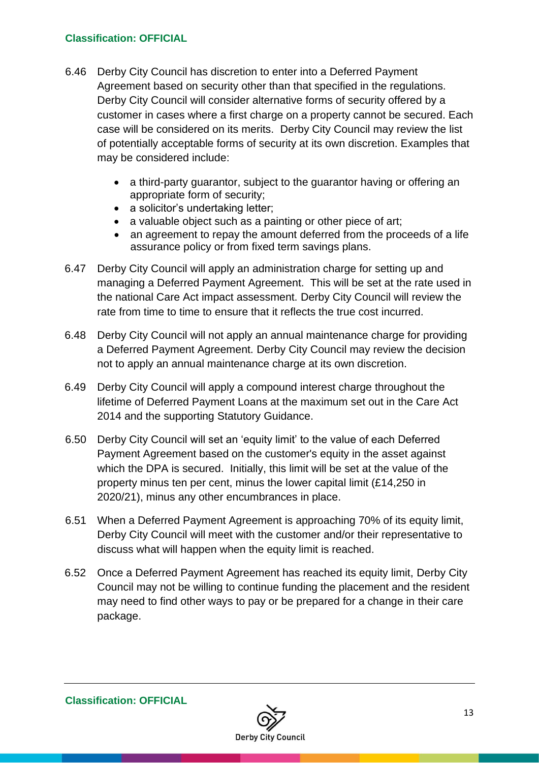6.46 Derby City Council has discretion to enter into a Deferred Payment Agreement based on security other than that specified in the regulations. Derby City Council will consider alternative forms of security offered by a customer in cases where a first charge on a property cannot be secured. Each case will be considered on its merits. Derby City Council may review the list of potentially acceptable forms of security at its own discretion. Examples that may be considered include:

- a third-party guarantor, subject to the guarantor having or offering an appropriate form of security;
- a solicitor's undertaking letter;
- a valuable object such as a painting or other piece of art;
- an agreement to repay the amount deferred from the proceeds of a life assurance policy or from fixed term savings plans.

6.47 Derby City Council will apply an administration charge for setting up and managing a Deferred Payment Agreement. This will be set at the rate used in the national Care Act impact assessment. Derby City Council will review the rate from time to time to ensure that it reflects the true cost incurred.

6.48 Derby City Council will not apply an annual maintenance charge for providing a Deferred Payment Agreement. Derby City Council may review the decision not to apply an annual maintenance charge at its own discretion.

6.49 Derby City Council will apply a compound interest charge throughout the lifetime of Deferred Payment Loans at the maximum set out in the Care Act 2014 and the supporting Statutory Guidance.

6.50 Derby City Council will set an 'equity limit' to the value of each Deferred Payment Agreement based on the customer's equity in the asset against which the DPA is secured. Initially, this limit will be set at the value of the property minus ten per cent, minus the lower capital limit (£14,250 in 2020/21), minus any other encumbrances in place.

6.51 When a Deferred Payment Agreement is approaching 70% of its equity limit, Derby City Council will meet with the customer and/or their representative to discuss what will happen when the equity limit is reached.

6.52 Once a Deferred Payment Agreement has reached its equity limit, Derby City Council may not be willing to continue funding the placement and the resident may need to find other ways to pay or be prepared for a change in their care package.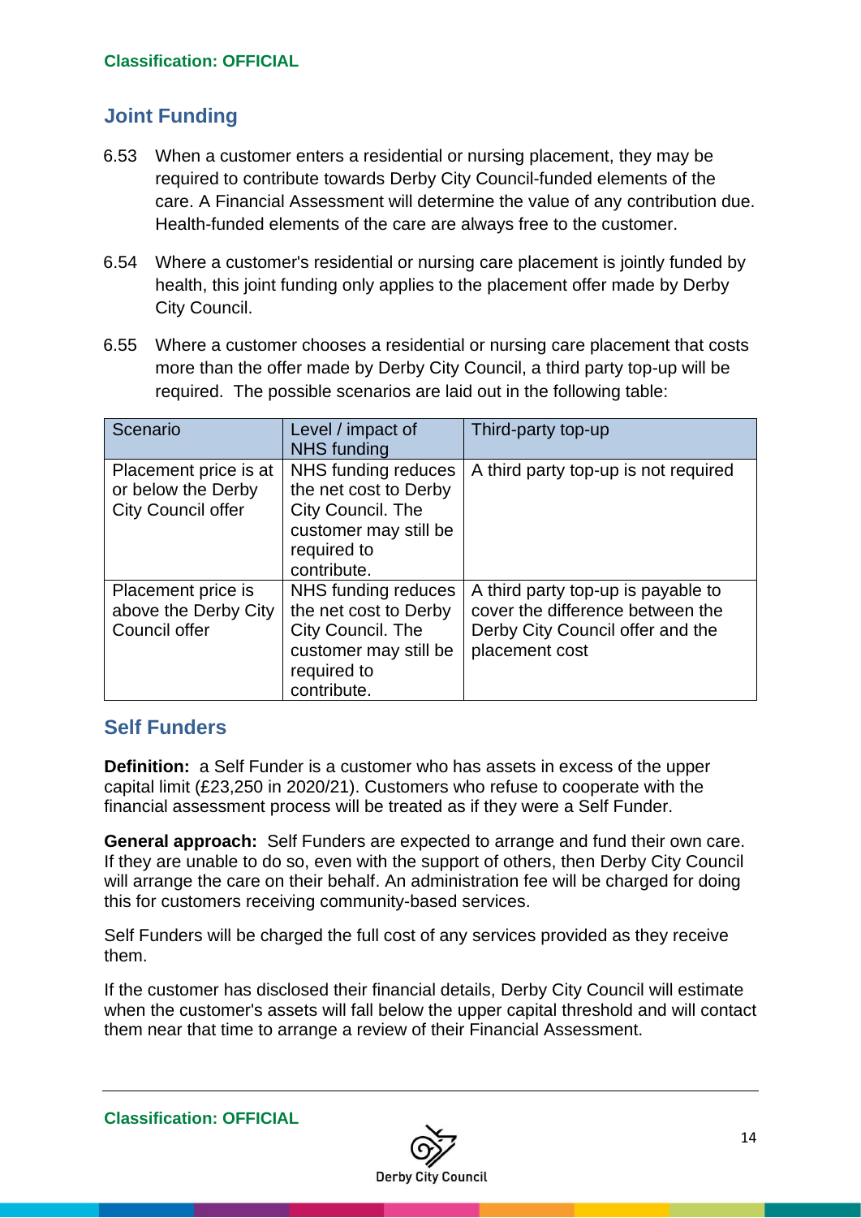## Joint Funding

6.53 When a customer enters a residential or nursing placement, they may be required to contribute towards Derby City Council-funded elements of the care. A Financial Assessment will determine the value of any contribution due. Health-funded elements of the care are always free to the customer.

6.54 Where a customer's residential or nursing care placement is jointly funded by health, this joint funding only applies to the placement offer made by Derby City Council.

6.55 Where a customer chooses a residential or nursing care placement that costs more than the offer made by Derby City Council, a third party top-up will be required. The possible scenarios are laid out in the following table:

| Scenario | Level / impact of NHS funding | Third-party top-up |
|---|---|---|
| Placement price is at or below the Derby City Council offer | NHS funding reduces the net cost to Derby City Council. The customer may still be required to contribute. | A third party top-up is not required |
| Placement price is above the Derby City Council offer | NHS funding reduces the net cost to Derby City Council. The customer may still be required to contribute. | A third party top-up is payable to cover the difference between the Derby City Council offer and the placement cost |

## Self Funders

**Definition:** a Self Funder is a customer who has assets in excess of the upper capital limit (£23,250 in 2020/21). Customers who refuse to cooperate with the financial assessment process will be treated as if they were a Self Funder.

**General approach:** Self Funders are expected to arrange and fund their own care. If they are unable to do so, even with the support of others, then Derby City Council will arrange the care on their behalf. An administration fee will be charged for doing this for customers receiving community-based services.

Self Funders will be charged the full cost of any services provided as they receive them.

If the customer has disclosed their financial details, Derby City Council will estimate when the customer's assets will fall below the upper capital threshold and will contact them near that time to arrange a review of their Financial Assessment.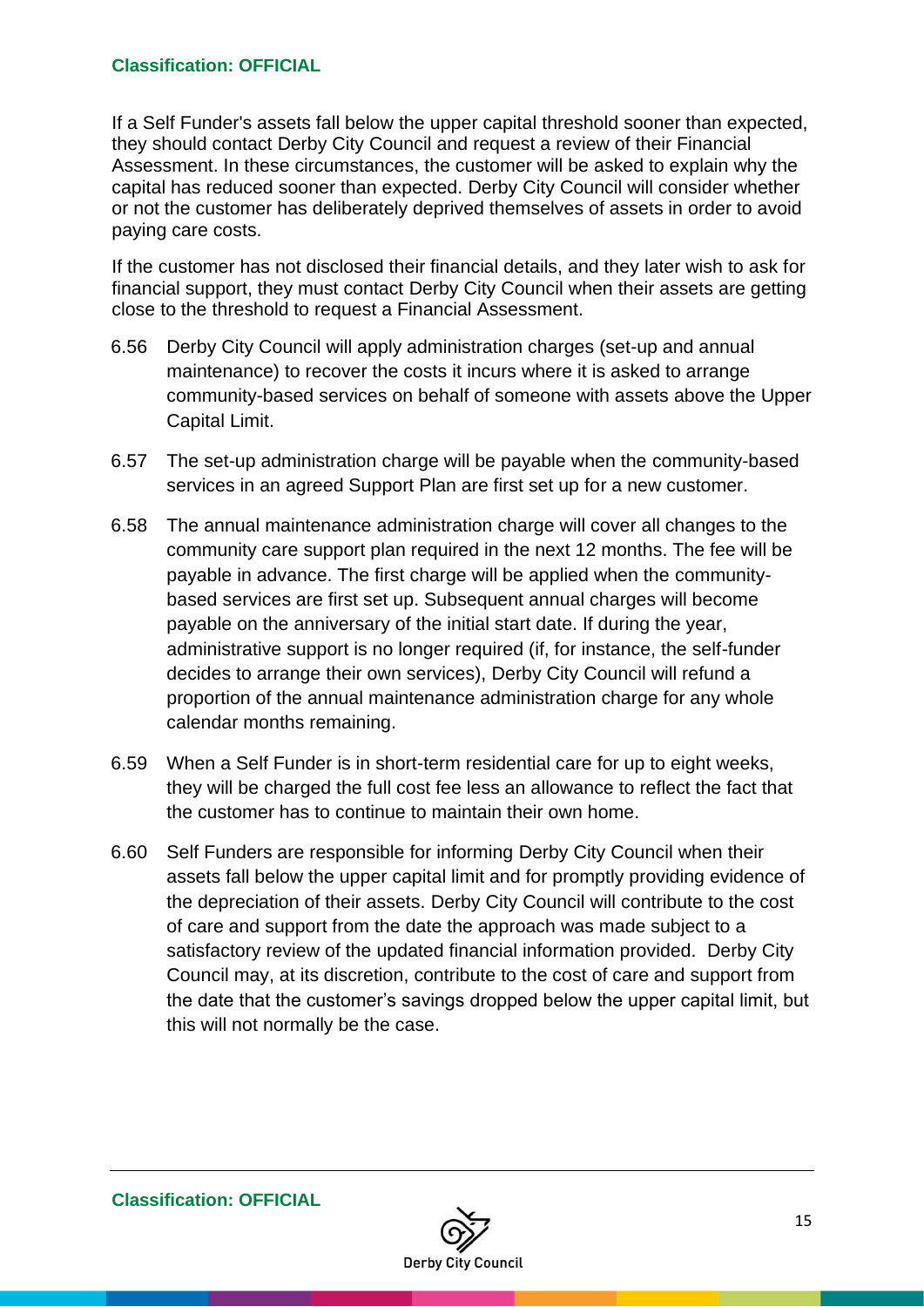If a Self Funder's assets fall below the upper capital threshold sooner than expected, they should contact Derby City Council and request a review of their Financial Assessment. In these circumstances, the customer will be asked to explain why the capital has reduced sooner than expected. Derby City Council will consider whether or not the customer has deliberately deprived themselves of assets in order to avoid paying care costs.

If the customer has not disclosed their financial details, and they later wish to ask for financial support, they must contact Derby City Council when their assets are getting close to the threshold to request a Financial Assessment.

6.56 Derby City Council will apply administration charges (set-up and annual maintenance) to recover the costs it incurs where it is asked to arrange community-based services on behalf of someone with assets above the Upper Capital Limit.

6.57 The set-up administration charge will be payable when the community-based services in an agreed Support Plan are first set up for a new customer.

6.58 The annual maintenance administration charge will cover all changes to the community care support plan required in the next 12 months. The fee will be payable in advance. The first charge will be applied when the community-based services are first set up. Subsequent annual charges will become payable on the anniversary of the initial start date. If during the year, administrative support is no longer required (if, for instance, the self-funder decides to arrange their own services), Derby City Council will refund a proportion of the annual maintenance administration charge for any whole calendar months remaining.

6.59 When a Self Funder is in short-term residential care for up to eight weeks, they will be charged the full cost fee less an allowance to reflect the fact that the customer has to continue to maintain their own home.

6.60 Self Funders are responsible for informing Derby City Council when their assets fall below the upper capital limit and for promptly providing evidence of the depreciation of their assets. Derby City Council will contribute to the cost of care and support from the date the approach was made subject to a satisfactory review of the updated financial information provided. Derby City Council may, at its discretion, contribute to the cost of care and support from the date that the customer's savings dropped below the upper capital limit, but this will not normally be the case.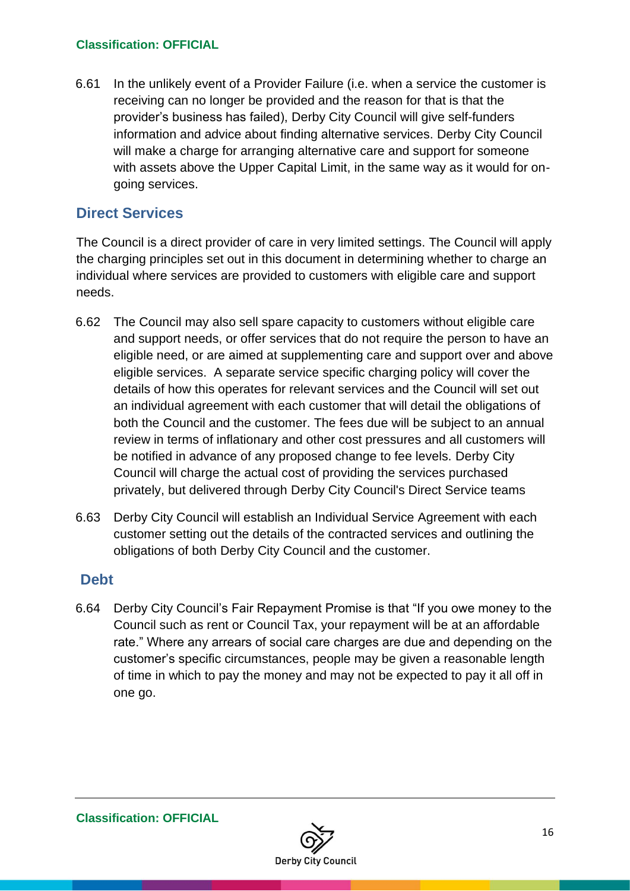6.61 In the unlikely event of a Provider Failure (i.e. when a service the customer is receiving can no longer be provided and the reason for that is that the provider's business has failed), Derby City Council will give self-funders information and advice about finding alternative services. Derby City Council will make a charge for arranging alternative care and support for someone with assets above the Upper Capital Limit, in the same way as it would for on-going services.

## Direct Services

The Council is a direct provider of care in very limited settings. The Council will apply the charging principles set out in this document in determining whether to charge an individual where services are provided to customers with eligible care and support needs.

6.62 The Council may also sell spare capacity to customers without eligible care and support needs, or offer services that do not require the person to have an eligible need, or are aimed at supplementing care and support over and above eligible services. A separate service specific charging policy will cover the details of how this operates for relevant services and the Council will set out an individual agreement with each customer that will detail the obligations of both the Council and the customer. The fees due will be subject to an annual review in terms of inflationary and other cost pressures and all customers will be notified in advance of any proposed change to fee levels. Derby City Council will charge the actual cost of providing the services purchased privately, but delivered through Derby City Council's Direct Service teams

6.63 Derby City Council will establish an Individual Service Agreement with each customer setting out the details of the contracted services and outlining the obligations of both Derby City Council and the customer.

## Debt

6.64 Derby City Council's Fair Repayment Promise is that "If you owe money to the Council such as rent or Council Tax, your repayment will be at an affordable rate." Where any arrears of social care charges are due and depending on the customer's specific circumstances, people may be given a reasonable length of time in which to pay the money and may not be expected to pay it all off in one go.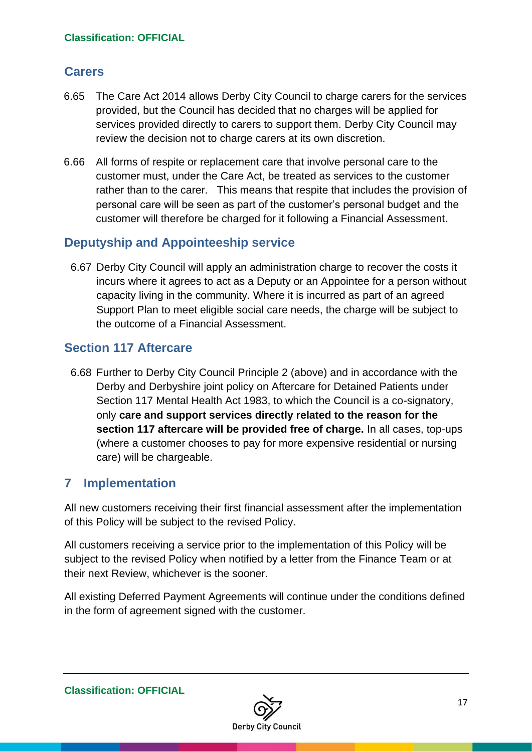## Carers

6.65 The Care Act 2014 allows Derby City Council to charge carers for the services provided, but the Council has decided that no charges will be applied for services provided directly to carers to support them. Derby City Council may review the decision not to charge carers at its own discretion.

6.66 All forms of respite or replacement care that involve personal care to the customer must, under the Care Act, be treated as services to the customer rather than to the carer. This means that respite that includes the provision of personal care will be seen as part of the customer's personal budget and the customer will therefore be charged for it following a Financial Assessment.

## Deputyship and Appointeeship service

6.67 Derby City Council will apply an administration charge to recover the costs it incurs where it agrees to act as a Deputy or an Appointee for a person without capacity living in the community. Where it is incurred as part of an agreed Support Plan to meet eligible social care needs, the charge will be subject to the outcome of a Financial Assessment.

## Section 117 Aftercare

6.68 Further to Derby City Council Principle 2 (above) and in accordance with the Derby and Derbyshire joint policy on Aftercare for Detained Patients under Section 117 Mental Health Act 1983, to which the Council is a co-signatory, only **care and support services directly related to the reason for the section 117 aftercare will be provided free of charge.** In all cases, top-ups (where a customer chooses to pay for more expensive residential or nursing care) will be chargeable.

# 7 Implementation

All new customers receiving their first financial assessment after the implementation of this Policy will be subject to the revised Policy.

All customers receiving a service prior to the implementation of this Policy will be subject to the revised Policy when notified by a letter from the Finance Team or at their next Review, whichever is the sooner.

All existing Deferred Payment Agreements will continue under the conditions defined in the form of agreement signed with the customer.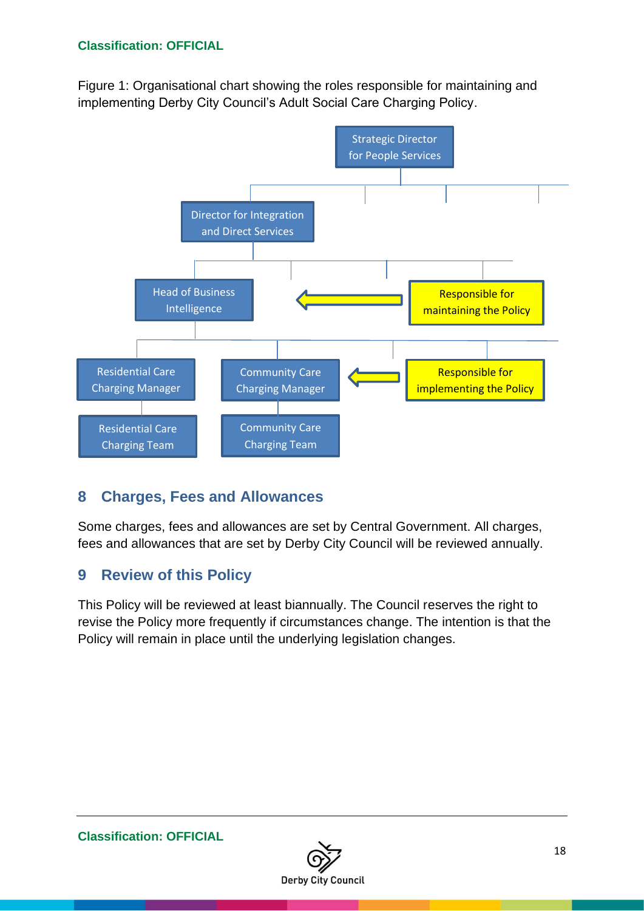Figure 1: Organisational chart showing the roles responsible for maintaining and implementing Derby City Council's Adult Social Care Charging Policy.

Strategic Director for People Services

Director for Integration and Direct Services

Head of Business Intelligence

Responsible for maintaining the Policy

Residential Care Charging Manager

Community Care Charging Manager

Responsible for implementing the Policy

Residential Care Charging Team

Community Care Charging Team

## 8 Charges, Fees and Allowances

Some charges, fees and allowances are set by Central Government. All charges, fees and allowances that are set by Derby City Council will be reviewed annually.

## 9 Review of this Policy

This Policy will be reviewed at least biannually. The Council reserves the right to revise the Policy more frequently if circumstances change. The intention is that the Policy will remain in place until the underlying legislation changes.